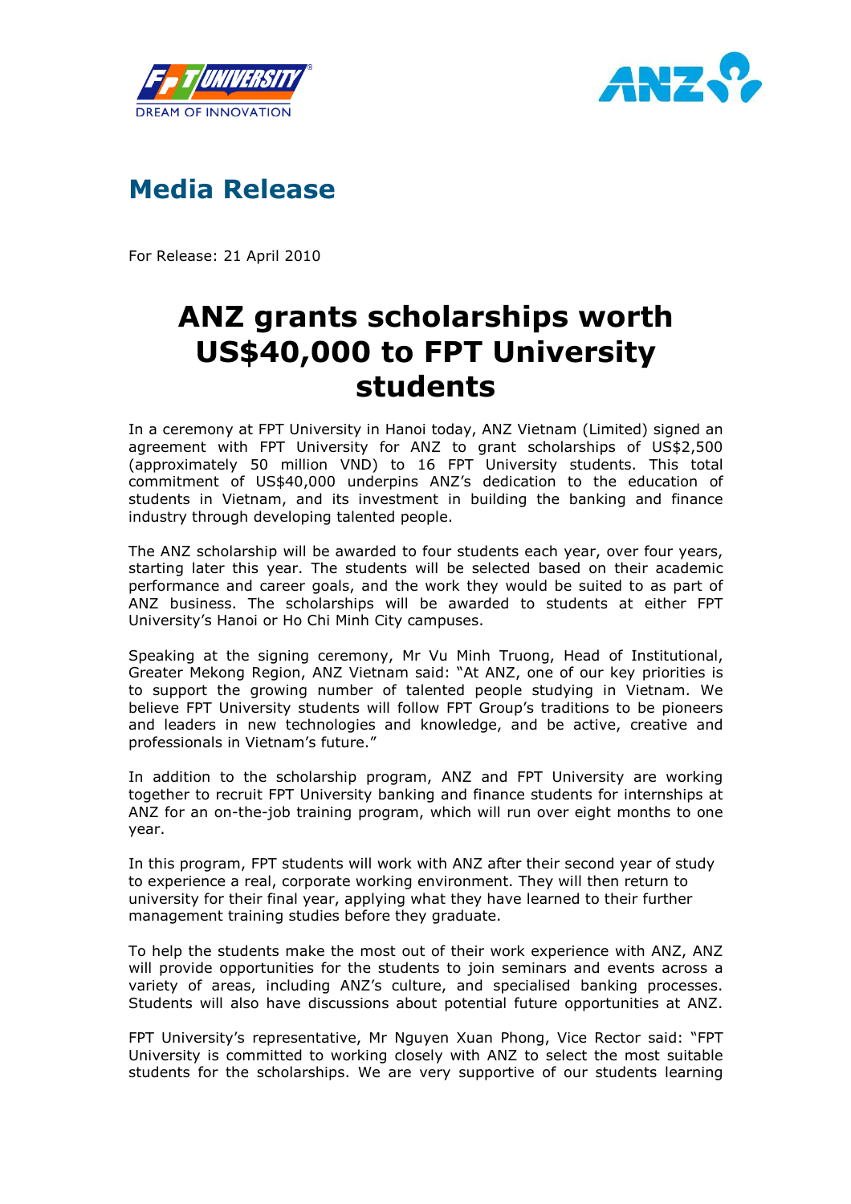## Media Release

For Release: 21 April 2010

# ANZ grants scholarships worth US$40,000 to FPT University students

In a ceremony at FPT University in Hanoi today, ANZ Vietnam (Limited) signed an agreement with FPT University for ANZ to grant scholarships of US$2,500 (approximately 50 million VND) to 16 FPT University students. This total commitment of US$40,000 underpins ANZ's dedication to the education of students in Vietnam, and its investment in building the banking and finance industry through developing talented people.

The ANZ scholarship will be awarded to four students each year, over four years, starting later this year. The students will be selected based on their academic performance and career goals, and the work they would be suited to as part of ANZ business. The scholarships will be awarded to students at either FPT University's Hanoi or Ho Chi Minh City campuses.

Speaking at the signing ceremony, Mr Vu Minh Truong, Head of Institutional, Greater Mekong Region, ANZ Vietnam said: "At ANZ, one of our key priorities is to support the growing number of talented people studying in Vietnam. We believe FPT University students will follow FPT Group's traditions to be pioneers and leaders in new technologies and knowledge, and be active, creative and professionals in Vietnam's future."

In addition to the scholarship program, ANZ and FPT University are working together to recruit FPT University banking and finance students for internships at ANZ for an on-the-job training program, which will run over eight months to one year.

In this program, FPT students will work with ANZ after their second year of study to experience a real, corporate working environment. They will then return to university for their final year, applying what they have learned to their further management training studies before they graduate.

To help the students make the most out of their work experience with ANZ, ANZ will provide opportunities for the students to join seminars and events across a variety of areas, including ANZ's culture, and specialised banking processes. Students will also have discussions about potential future opportunities at ANZ.

FPT University's representative, Mr Nguyen Xuan Phong, Vice Rector said: "FPT University is committed to working closely with ANZ to select the most suitable students for the scholarships. We are very supportive of our students learning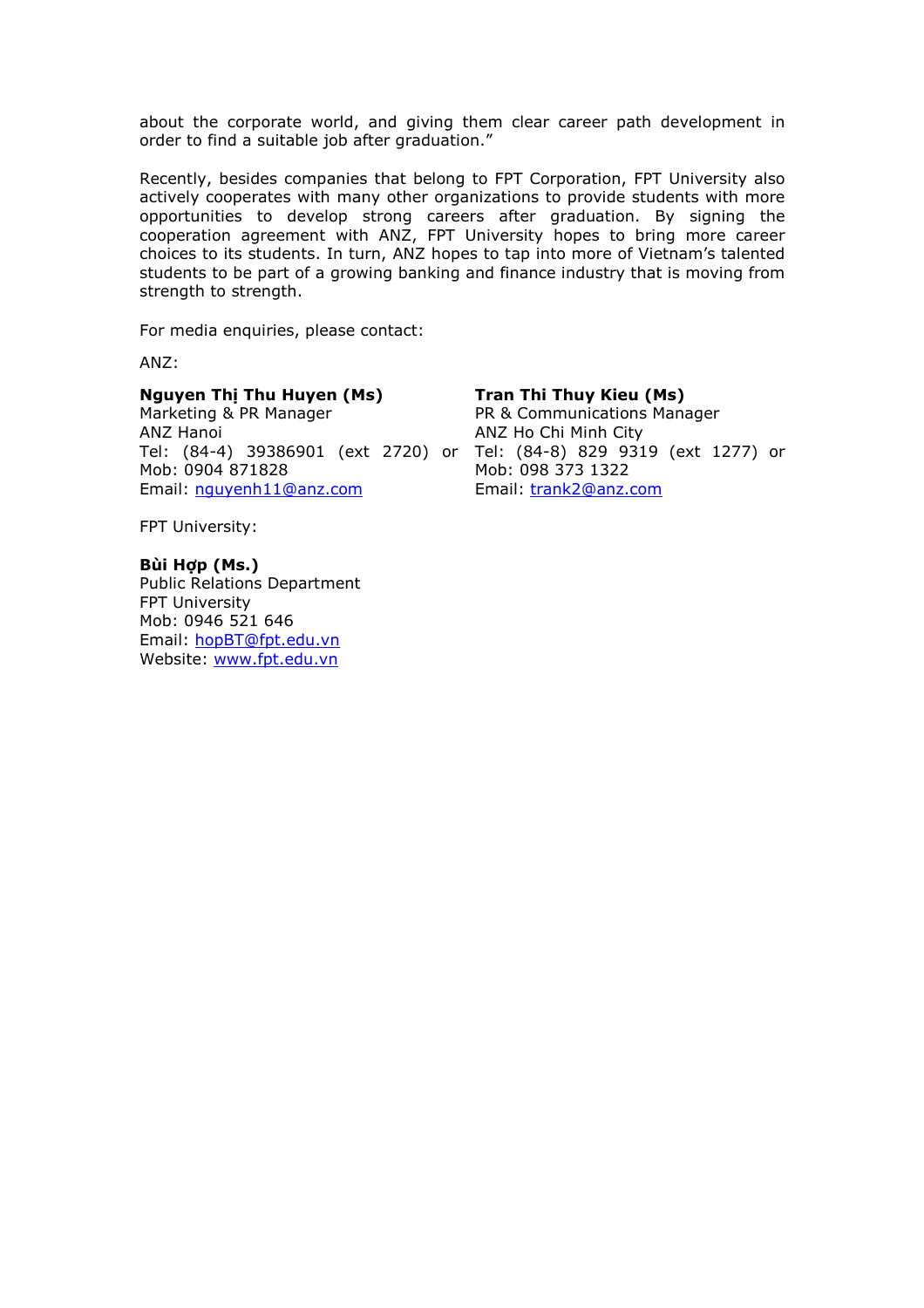about the corporate world, and giving them clear career path development in order to find a suitable job after graduation."

Recently, besides companies that belong to FPT Corporation, FPT University also actively cooperates with many other organizations to provide students with more opportunities to develop strong careers after graduation. By signing the cooperation agreement with ANZ, FPT University hopes to bring more career choices to its students. In turn, ANZ hopes to tap into more of Vietnam's talented students to be part of a growing banking and finance industry that is moving from strength to strength.

For media enquiries, please contact:

ANZ:

**Nguyen Thị Thu Huyen (Ms)**
Marketing & PR Manager
ANZ Hanoi
Tel: (84-4) 39386901 (ext 2720) or
Mob: 0904 871828
Email: nguyenh11@anz.com

**Tran Thi Thuy Kieu (Ms)**
PR & Communications Manager
ANZ Ho Chi Minh City
Tel: (84-8) 829 9319 (ext 1277) or
Mob: 098 373 1322
Email: trank2@anz.com

FPT University:

**Bùi Hợp (Ms.)**
Public Relations Department
FPT University
Mob: 0946 521 646
Email: hopBT@fpt.edu.vn
Website: www.fpt.edu.vn